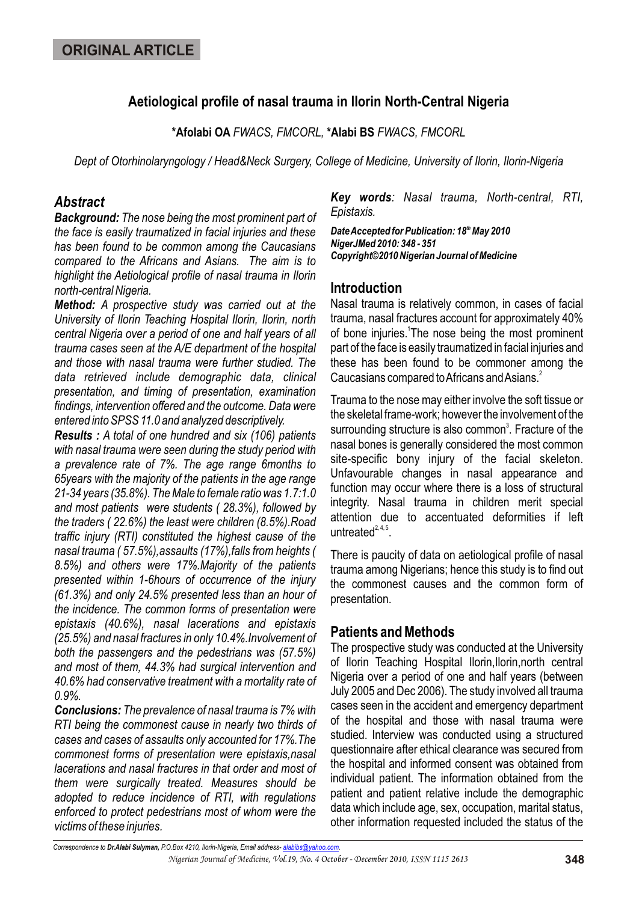**ORIGINAL ARTICLE**

# Aetiological profile of nasal trauma in Ilorin North-Central Nigeria

**\*Afolabi OA** *FWACS, FMCORL,* **\*Alabi BS** *FWACS, FMCORL*

*Dept of Otorhinolaryngology / Head&Neck Surgery, College of Medicine, University of Ilorin, Ilorin-Nigeria*

## *Abstract*

***Background:*** *The nose being the most prominent part of the face is easily traumatized in facial injuries and these has been found to be common among the Caucasians compared to the Africans and Asians. The aim is to highlight the Aetiological profile of nasal trauma in Ilorin north-central Nigeria.*

***Method:*** *A prospective study was carried out at the University of Ilorin Teaching Hospital Ilorin, Ilorin, north central Nigeria over a period of one and half years of all trauma cases seen at the A/E department of the hospital and those with nasal trauma were further studied. The data retrieved include demographic data, clinical presentation, and timing of presentation, examination findings, intervention offered and the outcome. Data were entered into SPSS 11.0 and analyzed descriptively.*

***Results :*** *A total of one hundred and six (106) patients with nasal trauma were seen during the study period with a prevalence rate of 7%. The age range 6months to 65years with the majority of the patients in the age range 21-34 years (35.8%). The Male to female ratio was 1.7:1.0 and most patients were students ( 28.3%), followed by the traders ( 22.6%) the least were children (8.5%).Road traffic injury (RTI) constituted the highest cause of the nasal trauma ( 57.5%),assaults (17%),falls from heights ( 8.5%) and others were 17%.Majority of the patients presented within 1-6hours of occurrence of the injury (61.3%) and only 24.5% presented less than an hour of the incidence. The common forms of presentation were epistaxis (40.6%), nasal lacerations and epistaxis (25.5%) and nasal fractures in only 10.4%.Involvement of both the passengers and the pedestrians was (57.5%) and most of them, 44.3% had surgical intervention and 40.6% had conservative treatment with a mortality rate of 0.9%.*

***Conclusions:*** *The prevalence of nasal trauma is 7% with RTI being the commonest cause in nearly two thirds of cases and cases of assaults only accounted for 17%.The commonest forms of presentation were epistaxis,nasal lacerations and nasal fractures in that order and most of them were surgically treated. Measures should be adopted to reduce incidence of RTI, with regulations enforced to protect pedestrians most of whom were the victims of these injuries.*

***Key words****: Nasal trauma, North-central, RTI, Epistaxis.*

***Date Accepted for Publication: 18th May 2010***
***NigerJMed 2010: 348 - 351***
***Copyright©2010 Nigerian Journal of Medicine***

## Introduction

Nasal trauma is relatively common, in cases of facial trauma, nasal fractures account for approximately 40% of bone injuries.[1] The nose being the most prominent part of the face is easily traumatized in facial injuries and these has been found to be commoner among the Caucasians compared to Africans and Asians.[2]

Trauma to the nose may either involve the soft tissue or the skeletal frame-work; however the involvement of the surrounding structure is also common[3]. Fracture of the nasal bones is generally considered the most common site-specific bony injury of the facial skeleton. Unfavourable changes in nasal appearance and function may occur where there is a loss of structural integrity. Nasal trauma in children merit special attention due to accentuated deformities if left untreated[2, 4, 5].

There is paucity of data on aetiological profile of nasal trauma among Nigerians; hence this study is to find out the commonest causes and the common form of presentation.

## Patients and Methods

The prospective study was conducted at the University of Ilorin Teaching Hospital Ilorin,Ilorin,north central Nigeria over a period of one and half years (between July 2005 and Dec 2006). The study involved all trauma cases seen in the accident and emergency department of the hospital and those with nasal trauma were studied. Interview was conducted using a structured questionnaire after ethical clearance was secured from the hospital and informed consent was obtained from individual patient. The information obtained from the patient and patient relative include the demographic data which include age, sex, occupation, marital status, other information requested included the status of the

*Correspondence to* ***Dr.Alabi Sulyman,*** *P.O.Box 4210, Ilorin-Nigeria, Email address- alabibs@yahoo.com.*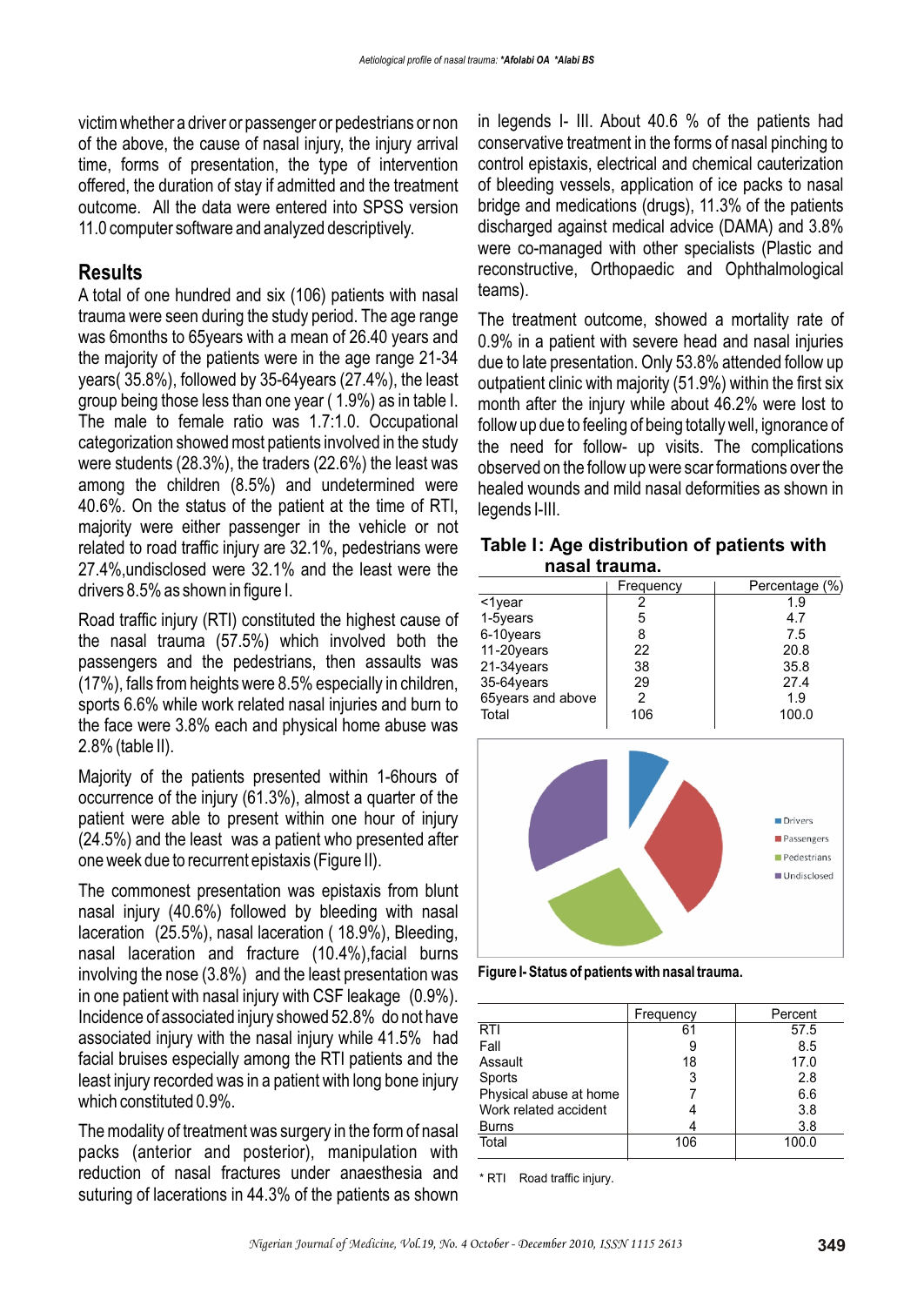victim whether a driver or passenger or pedestrians or non of the above, the cause of nasal injury, the injury arrival time, forms of presentation, the type of intervention offered, the duration of stay if admitted and the treatment outcome. All the data were entered into SPSS version 11.0 computer software and analyzed descriptively.

## Results

A total of one hundred and six (106) patients with nasal trauma were seen during the study period. The age range was 6months to 65years with a mean of 26.40 years and the majority of the patients were in the age range 21-34 years( 35.8%), followed by 35-64years (27.4%), the least group being those less than one year ( 1.9%) as in table I. The male to female ratio was 1.7:1.0. Occupational categorization showed most patients involved in the study were students (28.3%), the traders (22.6%) the least was among the children (8.5%) and undetermined were 40.6%. On the status of the patient at the time of RTI, majority were either passenger in the vehicle or not related to road traffic injury are 32.1%, pedestrians were 27.4%,undisclosed were 32.1% and the least were the drivers 8.5% as shown in figure I.

Road traffic injury (RTI) constituted the highest cause of the nasal trauma (57.5%) which involved both the passengers and the pedestrians, then assaults was (17%), falls from heights were 8.5% especially in children, sports 6.6% while work related nasal injuries and burn to the face were 3.8% each and physical home abuse was 2.8% (table II).

Majority of the patients presented within 1-6hours of occurrence of the injury (61.3%), almost a quarter of the patient were able to present within one hour of injury (24.5%) and the least was a patient who presented after one week due to recurrent epistaxis (Figure II).

The commonest presentation was epistaxis from blunt nasal injury (40.6%) followed by bleeding with nasal laceration (25.5%), nasal laceration ( 18.9%), Bleeding, nasal laceration and fracture (10.4%),facial burns involving the nose (3.8%) and the least presentation was in one patient with nasal injury with CSF leakage (0.9%). Incidence of associated injury showed 52.8% do not have associated injury with the nasal injury while 41.5% had facial bruises especially among the RTI patients and the least injury recorded was in a patient with long bone injury which constituted 0.9%.

The modality of treatment was surgery in the form of nasal packs (anterior and posterior), manipulation with reduction of nasal fractures under anaesthesia and suturing of lacerations in 44.3% of the patients as shown in legends I- III. About 40.6 % of the patients had conservative treatment in the forms of nasal pinching to control epistaxis, electrical and chemical cauterization of bleeding vessels, application of ice packs to nasal bridge and medications (drugs), 11.3% of the patients discharged against medical advice (DAMA) and 3.8% were co-managed with other specialists (Plastic and reconstructive, Orthopaedic and Ophthalmological teams).

The treatment outcome, showed a mortality rate of 0.9% in a patient with severe head and nasal injuries due to late presentation. Only 53.8% attended follow up outpatient clinic with majority (51.9%) within the first six month after the injury while about 46.2% were lost to follow up due to feeling of being totally well, ignorance of the need for follow- up visits. The complications observed on the follow up were scar formations over the healed wounds and mild nasal deformities as shown in legends I-III.

**Table I: Age distribution of patients with nasal trauma.**

| | Frequency | Percentage (%) |
|---|---|---|
| <1year | 2 | 1.9 |
| 1-5years | 5 | 4.7 |
| 6-10years | 8 | 7.5 |
| 11-20years | 22 | 20.8 |
| 21-34years | 38 | 35.8 |
| 35-64years | 29 | 27.4 |
| 65years and above | 2 | 1.9 |
| Total | 106 | 100.0 |

**Figure I- Status of patients with nasal trauma.**

| | Frequency | Percent |
|---|---|---|
| RTI | 61 | 57.5 |
| Fall | 9 | 8.5 |
| Assault | 18 | 17.0 |
| Sports | 3 | 2.8 |
| Physical abuse at home | 7 | 6.6 |
| Work related accident | 4 | 3.8 |
| Burns | 4 | 3.8 |
| Total | 106 | 100.0 |

* RTI Road traffic injury.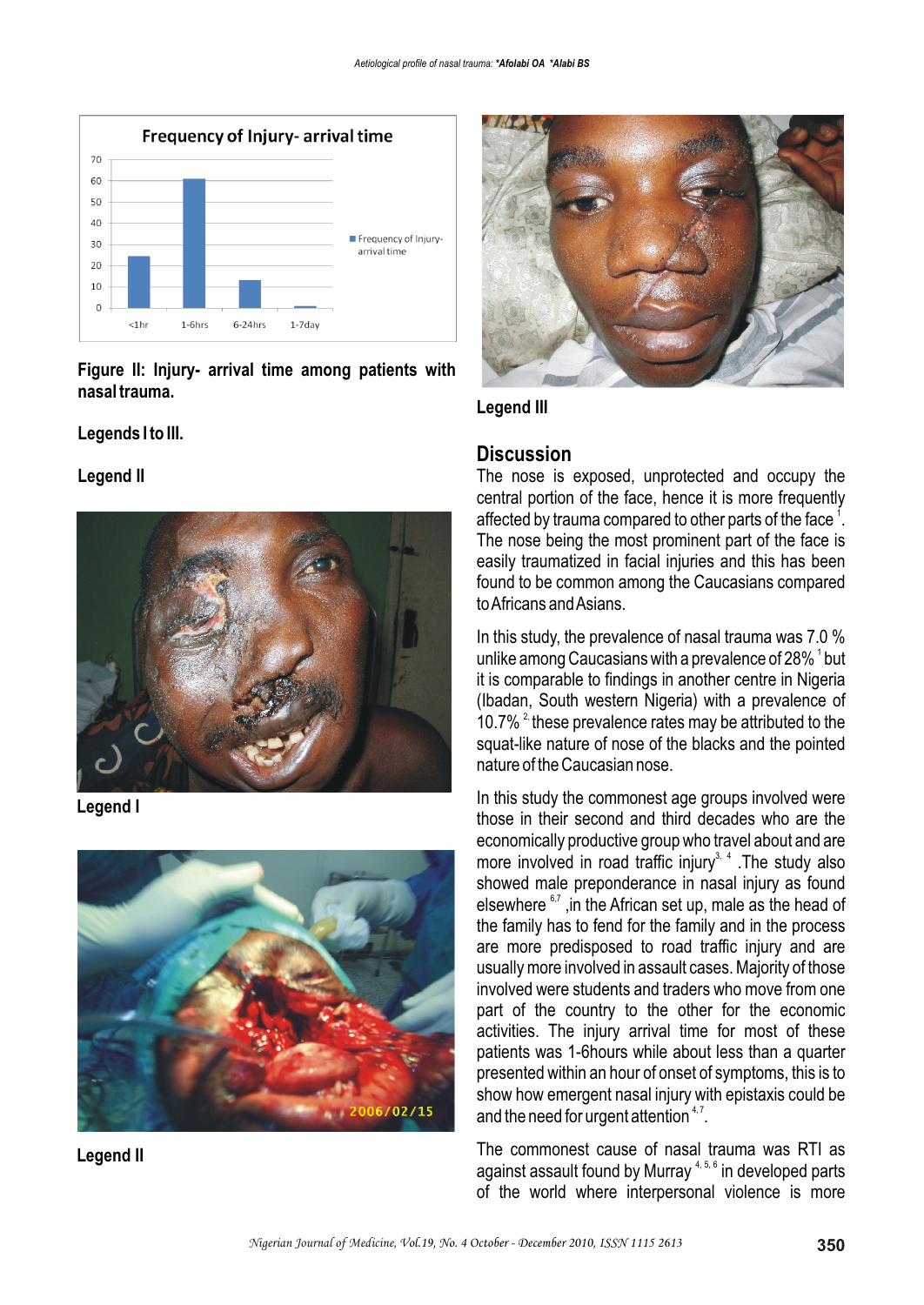Figure II: Injury- arrival time among patients with nasal trauma.

**Legends I to III.**

**Legend II**

**Legend I**

**Legend II**

**Legend III**

## Discussion

The nose is exposed, unprotected and occupy the central portion of the face, hence it is more frequently affected by trauma compared to other parts of the face [1]. The nose being the most prominent part of the face is easily traumatized in facial injuries and this has been found to be common among the Caucasians compared to Africans and Asians.

In this study, the prevalence of nasal trauma was 7.0 % unlike among Caucasians with a prevalence of 28% [1] but it is comparable to findings in another centre in Nigeria (Ibadan, South western Nigeria) with a prevalence of 10.7% [2] these prevalence rates may be attributed to the squat-like nature of nose of the blacks and the pointed nature of the Caucasian nose.

In this study the commonest age groups involved were those in their second and third decades who are the economically productive group who travel about and are more involved in road traffic injury[3, 4] .The study also showed male preponderance in nasal injury as found elsewhere [6,7] ,in the African set up, male as the head of the family has to fend for the family and in the process are more predisposed to road traffic injury and are usually more involved in assault cases. Majority of those involved were students and traders who move from one part of the country to the other for the economic activities. The injury arrival time for most of these patients was 1-6hours while about less than a quarter presented within an hour of onset of symptoms, this is to show how emergent nasal injury with epistaxis could be and the need for urgent attention [4,7].

The commonest cause of nasal trauma was RTI as against assault found by Murray [4, 5, 6] in developed parts of the world where interpersonal violence is more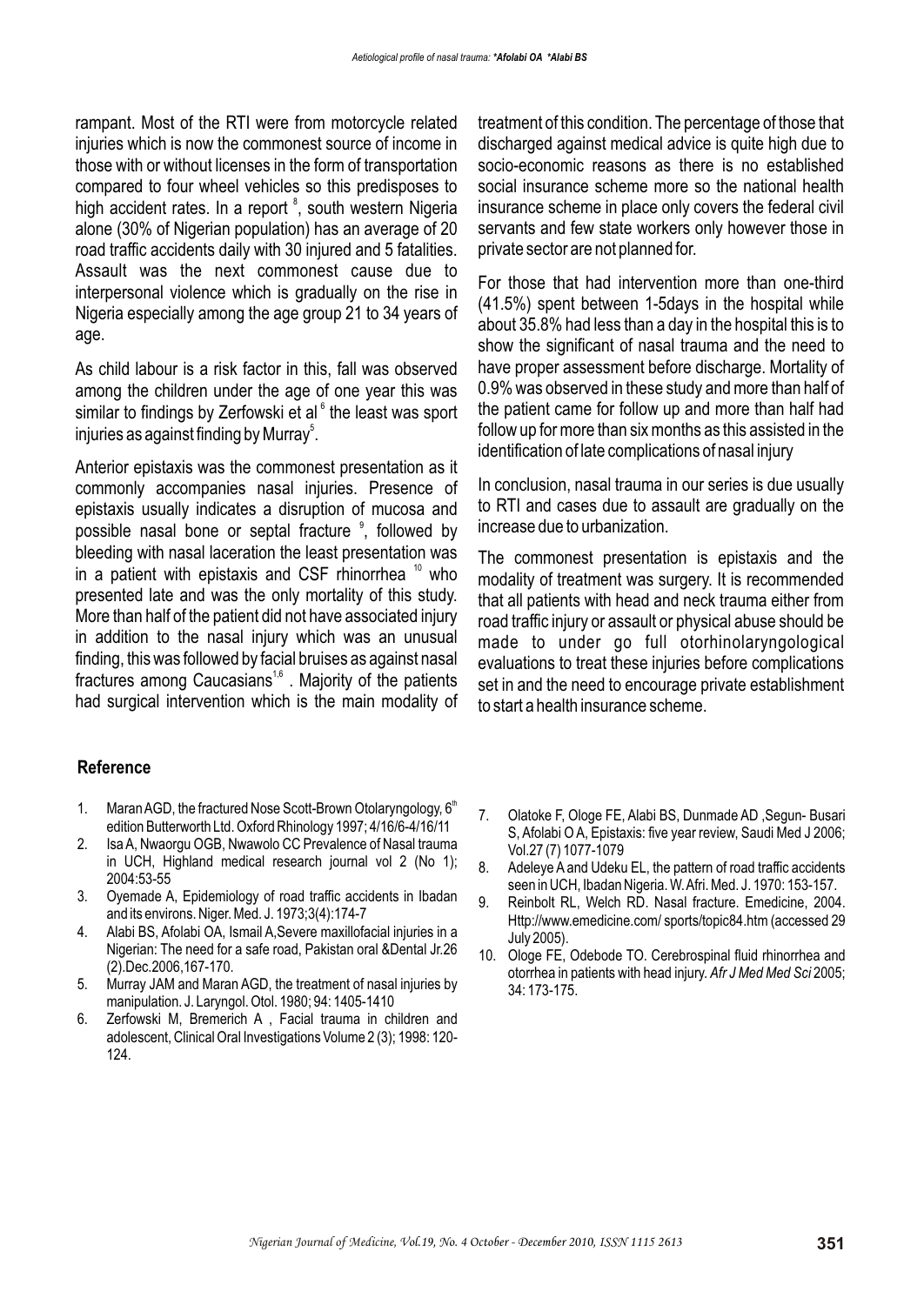rampant. Most of the RTI were from motorcycle related injuries which is now the commonest source of income in those with or without licenses in the form of transportation compared to four wheel vehicles so this predisposes to high accident rates. In a report [8], south western Nigeria alone (30% of Nigerian population) has an average of 20 road traffic accidents daily with 30 injured and 5 fatalities. Assault was the next commonest cause due to interpersonal violence which is gradually on the rise in Nigeria especially among the age group 21 to 34 years of age.

As child labour is a risk factor in this, fall was observed among the children under the age of one year this was similar to findings by Zerfowski et al [6] the least was sport injuries as against finding by Murray[5].

Anterior epistaxis was the commonest presentation as it commonly accompanies nasal injuries. Presence of epistaxis usually indicates a disruption of mucosa and possible nasal bone or septal fracture [9], followed by bleeding with nasal laceration the least presentation was in a patient with epistaxis and CSF rhinorrhea [10] who presented late and was the only mortality of this study. More than half of the patient did not have associated injury in addition to the nasal injury which was an unusual finding, this was followed by facial bruises as against nasal fractures among Caucasians[1,6]. Majority of the patients had surgical intervention which is the main modality of treatment of this condition. The percentage of those that discharged against medical advice is quite high due to socio-economic reasons as there is no established social insurance scheme more so the national health insurance scheme in place only covers the federal civil servants and few state workers only however those in private sector are not planned for.

For those that had intervention more than one-third (41.5%) spent between 1-5days in the hospital while about 35.8% had less than a day in the hospital this is to show the significant of nasal trauma and the need to have proper assessment before discharge. Mortality of 0.9% was observed in these study and more than half of the patient came for follow up and more than half had follow up for more than six months as this assisted in the identification of late complications of nasal injury

In conclusion, nasal trauma in our series is due usually to RTI and cases due to assault are gradually on the increase due to urbanization.

The commonest presentation is epistaxis and the modality of treatment was surgery. It is recommended that all patients with head and neck trauma either from road traffic injury or assault or physical abuse should be made to under go full otorhinolaryngological evaluations to treat these injuries before complications set in and the need to encourage private establishment to start a health insurance scheme.

## Reference

1. Maran AGD, the fractured Nose Scott-Brown Otolaryngology, 6th edition Butterworth Ltd. Oxford Rhinology 1997; 4/16/6-4/16/11
2. Isa A, Nwaorgu OGB, Nwawolo CC Prevalence of Nasal trauma in UCH, Highland medical research journal vol 2 (No 1); 2004:53-55
3. Oyemade A, Epidemiology of road traffic accidents in Ibadan and its environs. Niger. Med. J. 1973;3(4):174-7
4. Alabi BS, Afolabi OA, Ismail A,Severe maxillofacial injuries in a Nigerian: The need for a safe road, Pakistan oral &Dental Jr.26 (2).Dec.2006,167-170.
5. Murray JAM and Maran AGD, the treatment of nasal injuries by manipulation. J. Laryngol. Otol. 1980; 94: 1405-1410
6. Zerfowski M, Bremerich A , Facial trauma in children and adolescent, Clinical Oral Investigations Volume 2 (3); 1998: 120-124.
7. Olatoke F, Ologe FE, Alabi BS, Dunmade AD ,Segun- Busari S, Afolabi O A, Epistaxis: five year review, Saudi Med J 2006; Vol.27 (7) 1077-1079
8. Adeleye A and Udeku EL, the pattern of road traffic accidents seen in UCH, Ibadan Nigeria. W. Afri. Med. J. 1970: 153-157.
9. Reinbolt RL, Welch RD. Nasal fracture. Emedicine, 2004. Http://www.emedicine.com/ sports/topic84.htm (accessed 29 July 2005).
10. Ologe FE, Odebode TO. Cerebrospinal fluid rhinorrhea and otorrhea in patients with head injury. *Afr J Med Med Sci* 2005; 34: 173-175.